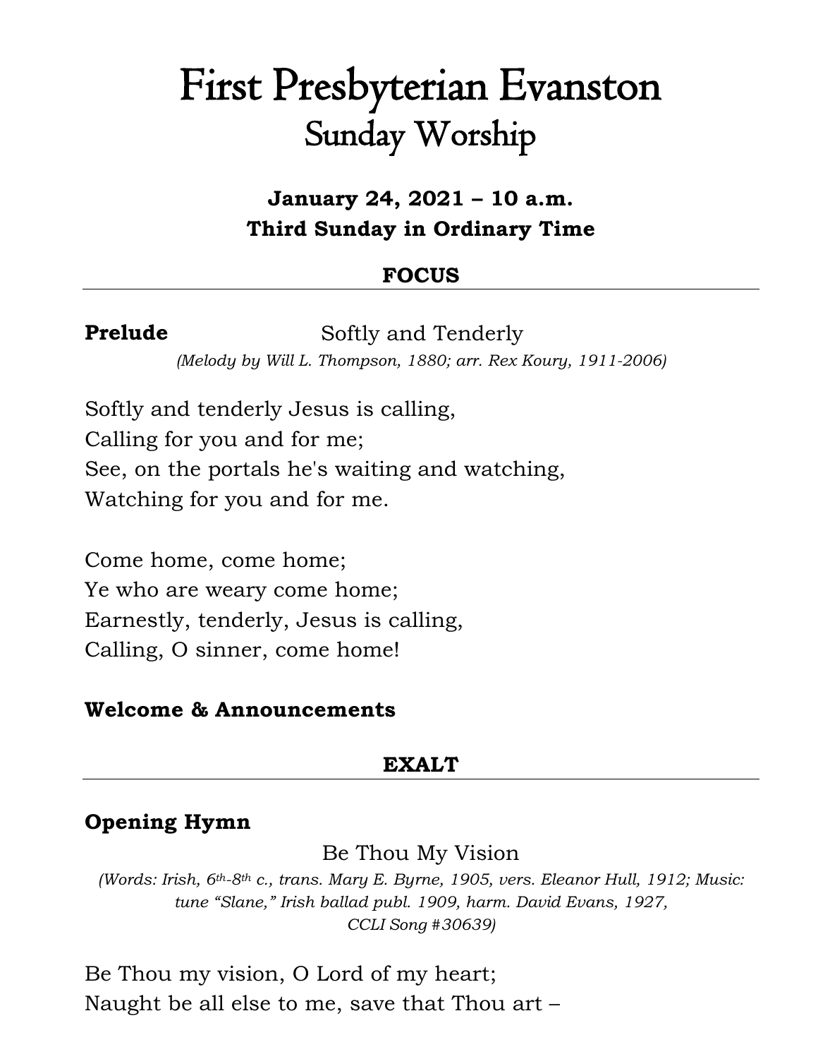# First Presbyterian Evanston
## Sunday Worship

**January 24, 2021 – 10 a.m.**
**Third Sunday in Ordinary Time**

### FOCUS

**Prelude** Softly and Tenderly

*(Melody by Will L. Thompson, 1880; arr. Rex Koury, 1911-2006)*

Softly and tenderly Jesus is calling,
Calling for you and for me;
See, on the portals he's waiting and watching,
Watching for you and for me.

Come home, come home;
Ye who are weary come home;
Earnestly, tenderly, Jesus is calling,
Calling, O sinner, come home!

**Welcome & Announcements**

### EXALT

**Opening Hymn**

Be Thou My Vision

*(Words: Irish, 6th-8th c., trans. Mary E. Byrne, 1905, vers. Eleanor Hull, 1912; Music: tune "Slane," Irish ballad publ. 1909, harm. David Evans, 1927, CCLI Song #30639)*

Be Thou my vision, O Lord of my heart;
Naught be all else to me, save that Thou art –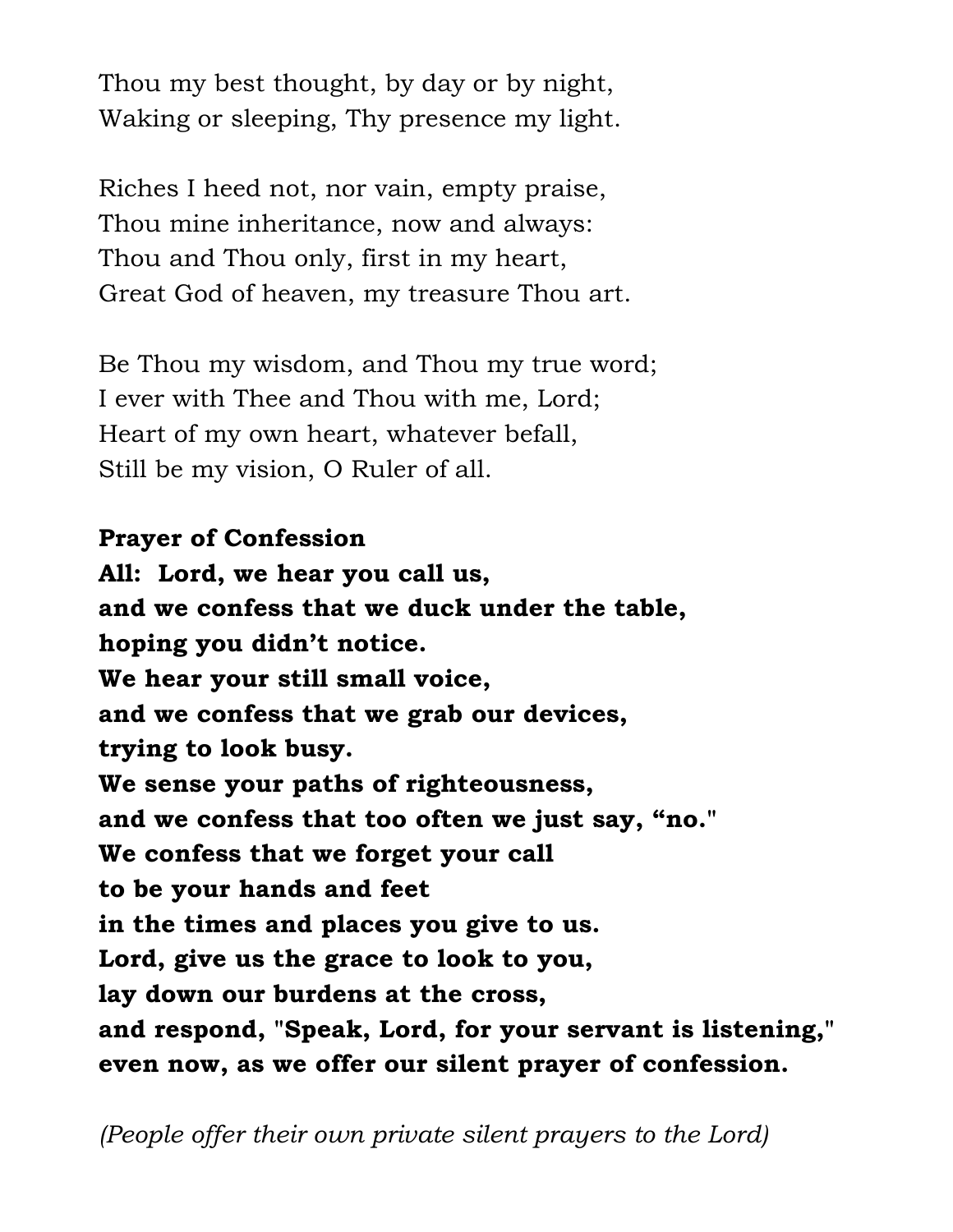Thou my best thought, by day or by night,
Waking or sleeping, Thy presence my light.

Riches I heed not, nor vain, empty praise,
Thou mine inheritance, now and always:
Thou and Thou only, first in my heart,
Great God of heaven, my treasure Thou art.

Be Thou my wisdom, and Thou my true word;
I ever with Thee and Thou with me, Lord;
Heart of my own heart, whatever befall,
Still be my vision, O Ruler of all.

**Prayer of Confession**
**All: Lord, we hear you call us,**
**and we confess that we duck under the table,**
**hoping you didn't notice.**
**We hear your still small voice,**
**and we confess that we grab our devices,**
**trying to look busy.**
**We sense your paths of righteousness,**
**and we confess that too often we just say, "no."**
**We confess that we forget your call**
**to be your hands and feet**
**in the times and places you give to us.**
**Lord, give us the grace to look to you,**
**lay down our burdens at the cross,**
**and respond, "Speak, Lord, for your servant is listening,"**
**even now, as we offer our silent prayer of confession.**

*(People offer their own private silent prayers to the Lord)*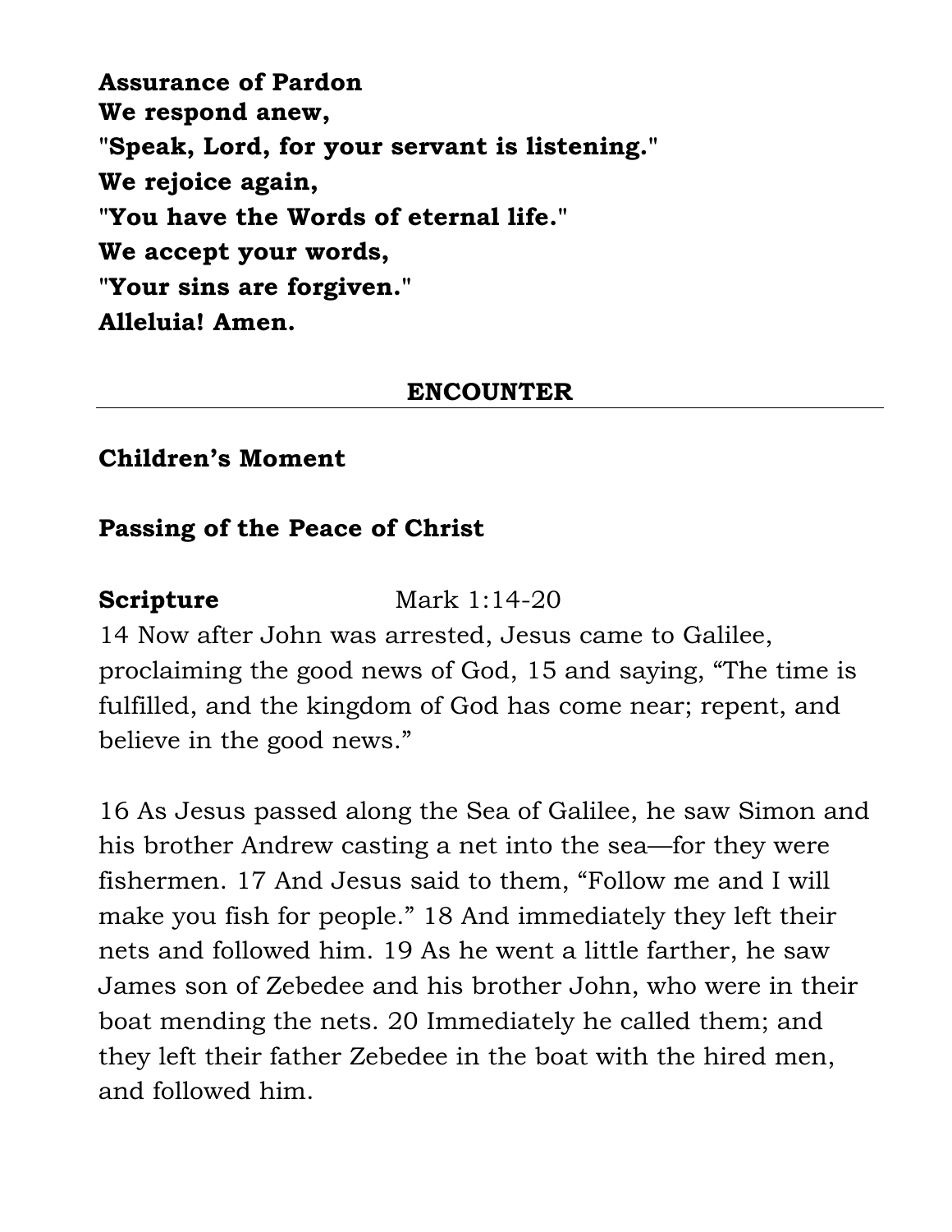**Assurance of Pardon**
**We respond anew,**
**"Speak, Lord, for your servant is listening."**
**We rejoice again,**
**"You have the Words of eternal life."**
**We accept your words,**
**"Your sins are forgiven."**
**Alleluia! Amen.**

## ENCOUNTER

**Children's Moment**

**Passing of the Peace of Christ**

**Scripture** Mark 1:14-20

14 Now after John was arrested, Jesus came to Galilee, proclaiming the good news of God, 15 and saying, "The time is fulfilled, and the kingdom of God has come near; repent, and believe in the good news."

16 As Jesus passed along the Sea of Galilee, he saw Simon and his brother Andrew casting a net into the sea—for they were fishermen. 17 And Jesus said to them, "Follow me and I will make you fish for people." 18 And immediately they left their nets and followed him. 19 As he went a little farther, he saw James son of Zebedee and his brother John, who were in their boat mending the nets. 20 Immediately he called them; and they left their father Zebedee in the boat with the hired men, and followed him.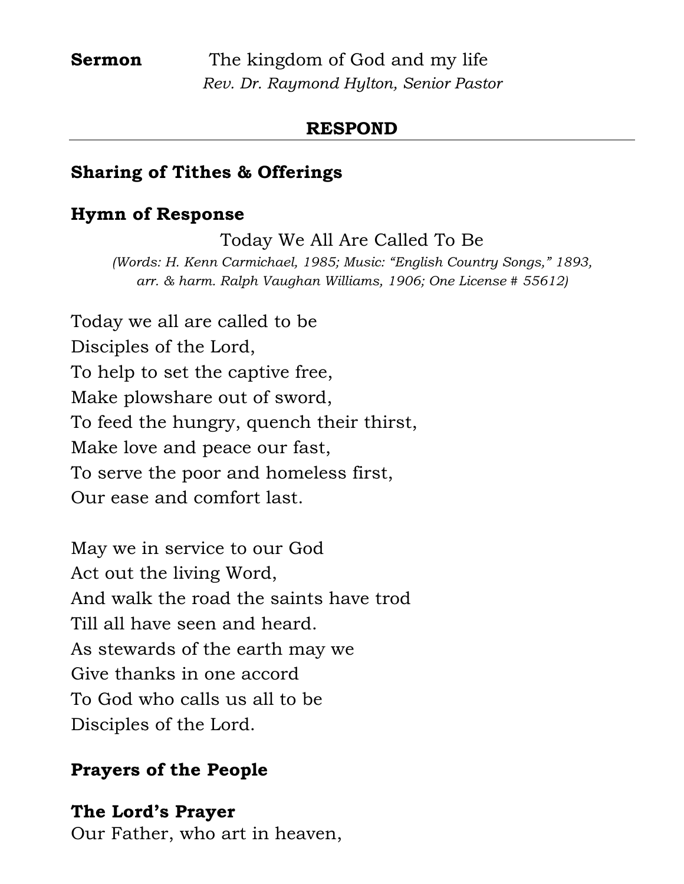**Sermon** The kingdom of God and my life
*Rev. Dr. Raymond Hylton, Senior Pastor*

## RESPOND

### Sharing of Tithes & Offerings

### Hymn of Response

Today We All Are Called To Be

*(Words: H. Kenn Carmichael, 1985; Music: "English Country Songs," 1893, arr. & harm. Ralph Vaughan Williams, 1906; One License # 55612)*

Today we all are called to be
Disciples of the Lord,
To help to set the captive free,
Make plowshare out of sword,
To feed the hungry, quench their thirst,
Make love and peace our fast,
To serve the poor and homeless first,
Our ease and comfort last.

May we in service to our God
Act out the living Word,
And walk the road the saints have trod
Till all have seen and heard.
As stewards of the earth may we
Give thanks in one accord
To God who calls us all to be
Disciples of the Lord.

### Prayers of the People

### The Lord's Prayer

Our Father, who art in heaven,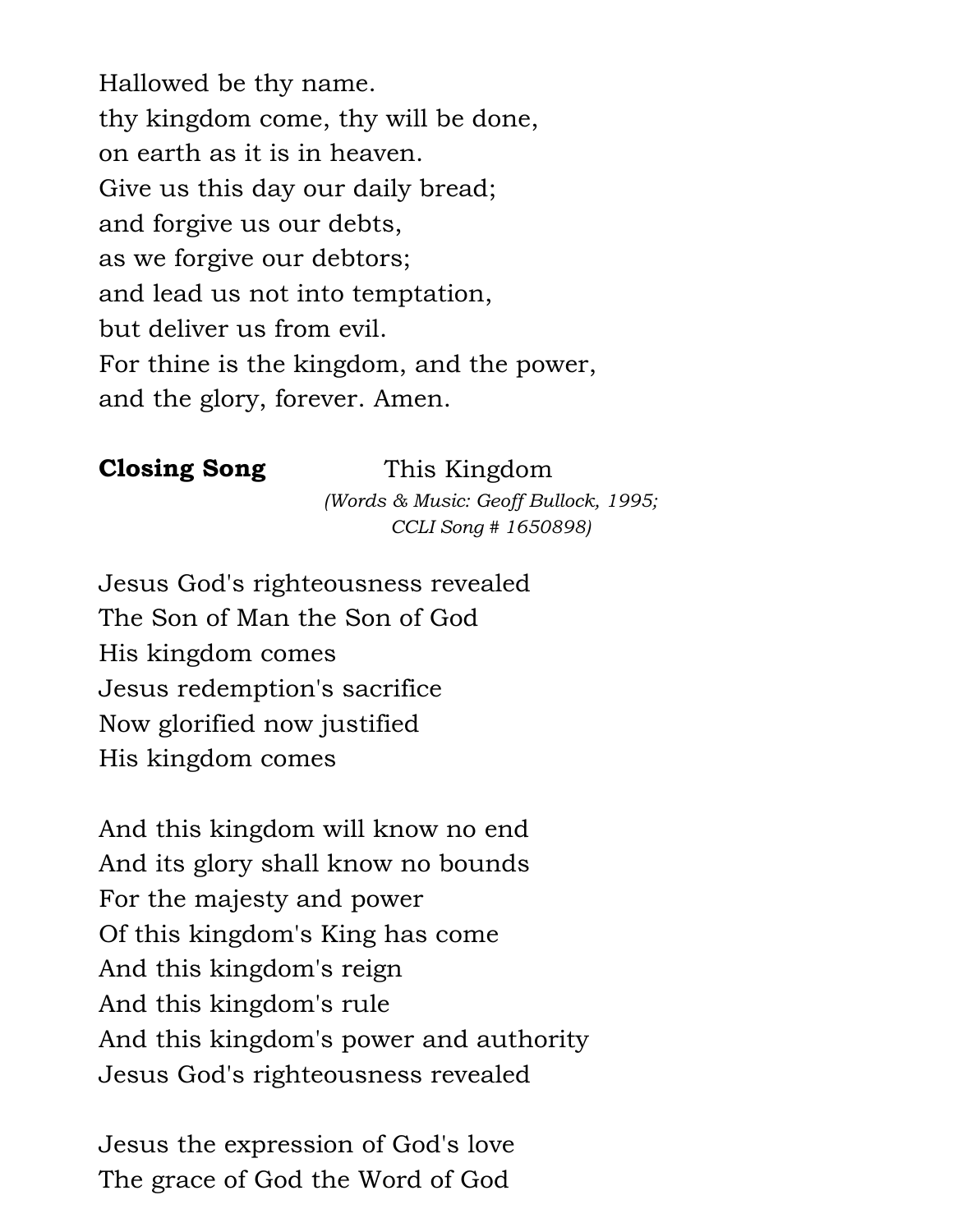Hallowed be thy name.  
thy kingdom come, thy will be done,  
on earth as it is in heaven.  
Give us this day our daily bread;  
and forgive us our debts,  
as we forgive our debtors;  
and lead us not into temptation,  
but deliver us from evil.  
For thine is the kingdom, and the power,  
and the glory, forever. Amen.

**Closing Song** This Kingdom  
*(Words & Music: Geoff Bullock, 1995; CCLI Song # 1650898)*

Jesus God's righteousness revealed  
The Son of Man the Son of God  
His kingdom comes  
Jesus redemption's sacrifice  
Now glorified now justified  
His kingdom comes

And this kingdom will know no end  
And its glory shall know no bounds  
For the majesty and power  
Of this kingdom's King has come  
And this kingdom's reign  
And this kingdom's rule  
And this kingdom's power and authority  
Jesus God's righteousness revealed

Jesus the expression of God's love  
The grace of God the Word of God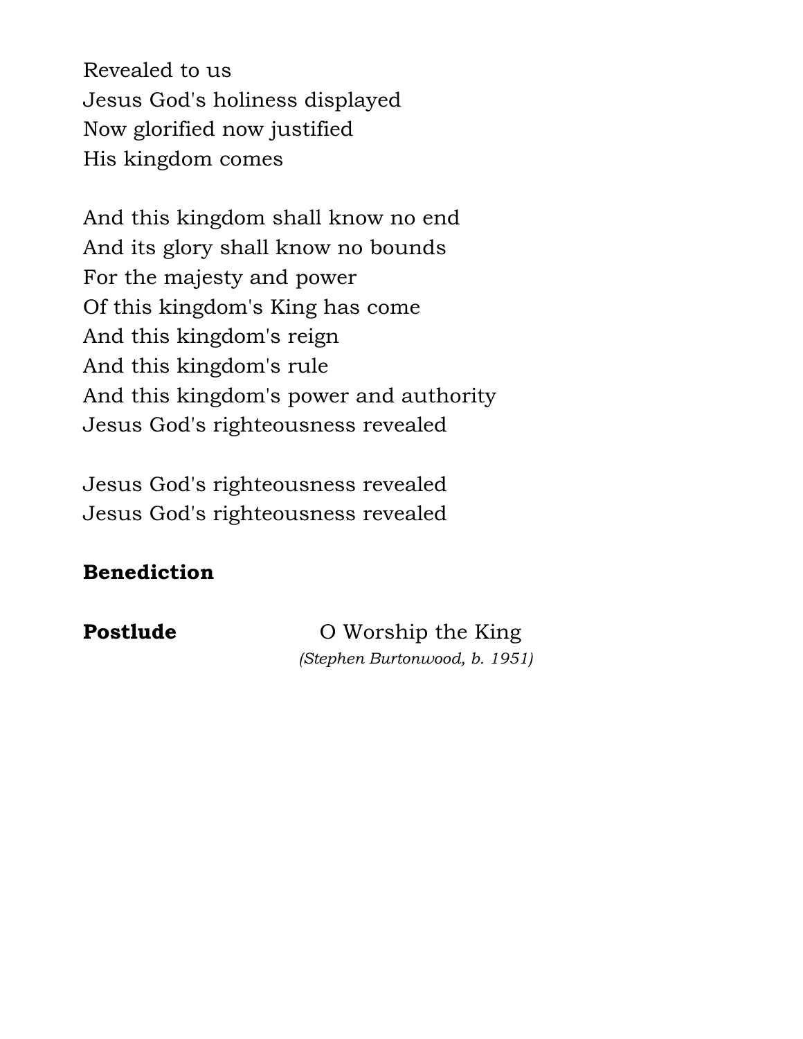Revealed to us
Jesus God's holiness displayed
Now glorified now justified
His kingdom comes

And this kingdom shall know no end
And its glory shall know no bounds
For the majesty and power
Of this kingdom's King has come
And this kingdom's reign
And this kingdom's rule
And this kingdom's power and authority
Jesus God's righteousness revealed

Jesus God's righteousness revealed
Jesus God's righteousness revealed

**Benediction**

**Postlude** O Worship the King
*(Stephen Burtonwood, b. 1951)*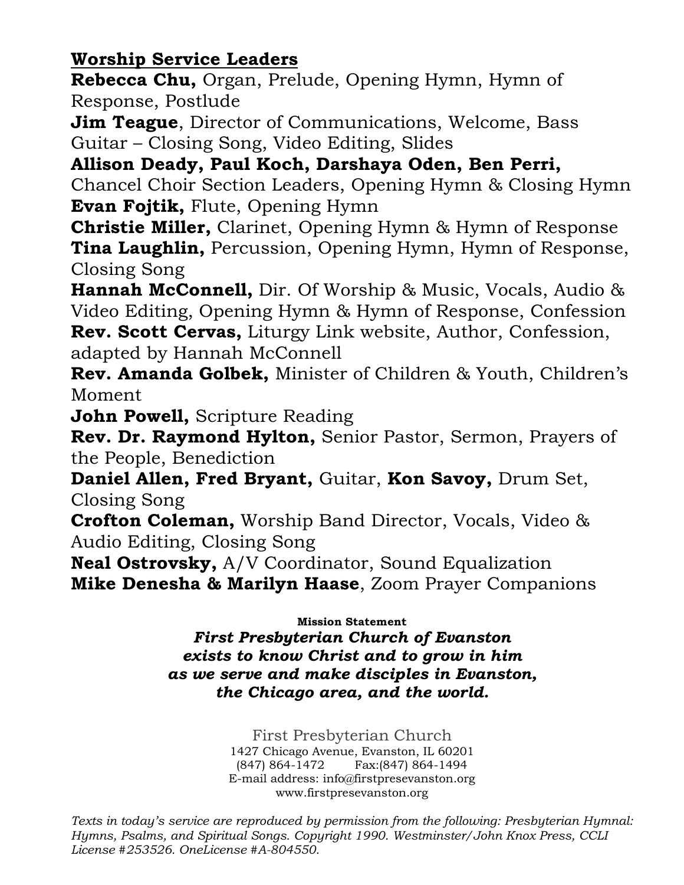## **Worship Service Leaders**

**Rebecca Chu,** Organ, Prelude, Opening Hymn, Hymn of Response, Postlude

**Jim Teague**, Director of Communications, Welcome, Bass Guitar – Closing Song, Video Editing, Slides

**Allison Deady, Paul Koch, Darshaya Oden, Ben Perri,** Chancel Choir Section Leaders, Opening Hymn & Closing Hymn

**Evan Fojtik,** Flute, Opening Hymn

**Christie Miller,** Clarinet, Opening Hymn & Hymn of Response

**Tina Laughlin,** Percussion, Opening Hymn, Hymn of Response, Closing Song

**Hannah McConnell,** Dir. Of Worship & Music, Vocals, Audio & Video Editing, Opening Hymn & Hymn of Response, Confession

**Rev. Scott Cervas,** Liturgy Link website, Author, Confession, adapted by Hannah McConnell

**Rev. Amanda Golbek,** Minister of Children & Youth, Children's Moment

**John Powell,** Scripture Reading

**Rev. Dr. Raymond Hylton,** Senior Pastor, Sermon, Prayers of the People, Benediction

**Daniel Allen, Fred Bryant,** Guitar, **Kon Savoy,** Drum Set, Closing Song

**Crofton Coleman,** Worship Band Director, Vocals, Video & Audio Editing, Closing Song

**Neal Ostrovsky,** A/V Coordinator, Sound Equalization

**Mike Denesha & Marilyn Haase**, Zoom Prayer Companions

**Mission Statement**

***First Presbyterian Church of Evanston exists to know Christ and to grow in him as we serve and make disciples in Evanston, the Chicago area, and the world.***

First Presbyterian Church
1427 Chicago Avenue, Evanston, IL 60201
(847) 864-1472 Fax:(847) 864-1494
E-mail address: info@firstpresevanston.org
www.firstpresevanston.org

*Texts in today's service are reproduced by permission from the following: Presbyterian Hymnal: Hymns, Psalms, and Spiritual Songs. Copyright 1990. Westminster/John Knox Press, CCLI License #253526. OneLicense #A-804550.*